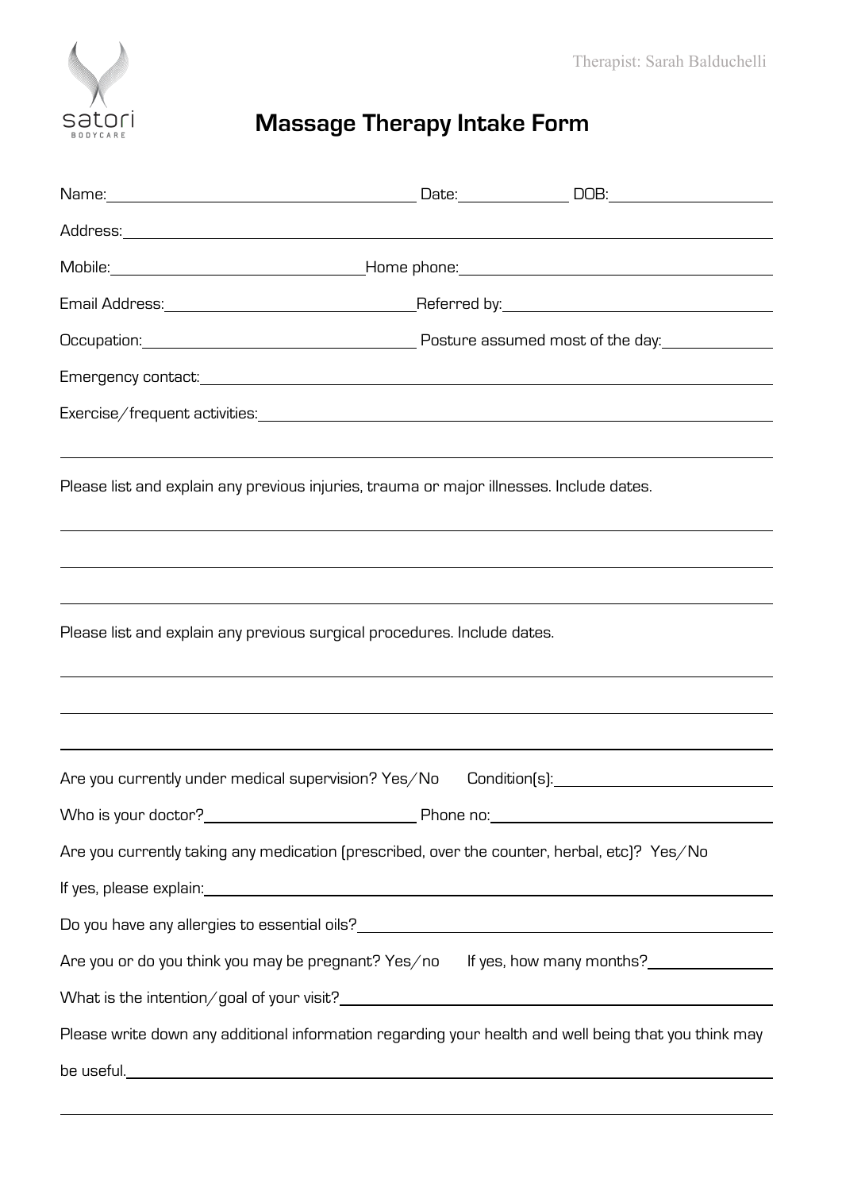satori BODYCARE

Therapist: Sarah Balduchelli

# Massage Therapy Intake Form

Name: ______________________ Date: __________ DOB: ______________

Address: ______________________________________________

Mobile: ______________________ Home phone: ______________________

Email Address: ______________________ Referred by: ______________________

Occupation: ______________________ Posture assumed most of the day: __________

Emergency contact: ______________________________________________

Exercise/frequent activities: ______________________________________________

______________________________________________

Please list and explain any previous injuries, trauma or major illnesses. Include dates.

______________________________________________

______________________________________________

______________________________________________

Please list and explain any previous surgical procedures. Include dates.

______________________________________________

______________________________________________

______________________________________________

Are you currently under medical supervision? Yes/No Condition(s): ______________________

Who is your doctor? ______________________ Phone no: ______________________

Are you currently taking any medication (prescribed, over the counter, herbal, etc)? Yes/No

If yes, please explain: ______________________________________________

Do you have any allergies to essential oils? ______________________________________________

Are you or do you think you may be pregnant? Yes/no If yes, how many months? __________

What is the intention/goal of your visit? ______________________________________________

Please write down any additional information regarding your health and well being that you think may be useful. ______________________________________________

______________________________________________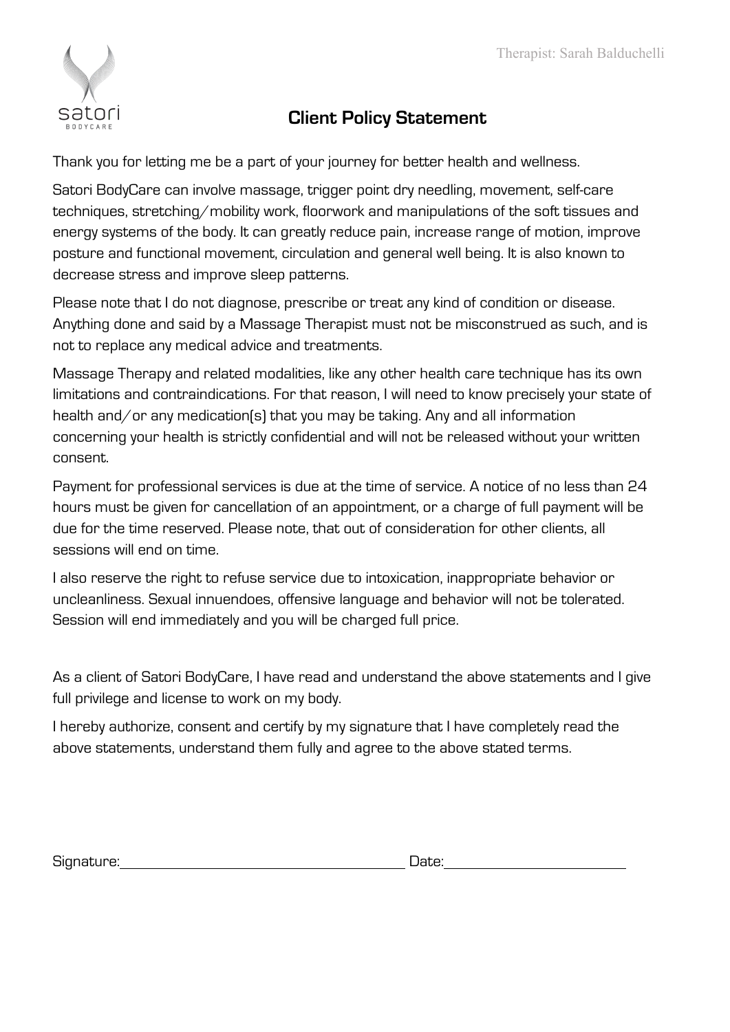Therapist: Sarah Balduchelli

satori
BODYCARE

## Client Policy Statement

Thank you for letting me be a part of your journey for better health and wellness.

Satori BodyCare can involve massage, trigger point dry needling, movement, self-care techniques, stretching/mobility work, floorwork and manipulations of the soft tissues and energy systems of the body. It can greatly reduce pain, increase range of motion, improve posture and functional movement, circulation and general well being. It is also known to decrease stress and improve sleep patterns.

Please note that I do not diagnose, prescribe or treat any kind of condition or disease. Anything done and said by a Massage Therapist must not be misconstrued as such, and is not to replace any medical advice and treatments.

Massage Therapy and related modalities, like any other health care technique has its own limitations and contraindications. For that reason, I will need to know precisely your state of health and/or any medication(s) that you may be taking. Any and all information concerning your health is strictly confidential and will not be released without your written consent.

Payment for professional services is due at the time of service. A notice of no less than 24 hours must be given for cancellation of an appointment, or a charge of full payment will be due for the time reserved. Please note, that out of consideration for other clients, all sessions will end on time.

I also reserve the right to refuse service due to intoxication, inappropriate behavior or uncleanliness. Sexual innuendoes, offensive language and behavior will not be tolerated. Session will end immediately and you will be charged full price.

As a client of Satori BodyCare, I have read and understand the above statements and I give full privilege and license to work on my body.

I hereby authorize, consent and certify by my signature that I have completely read the above statements, understand them fully and agree to the above stated terms.

Signature:_______________________________ Date:____________________